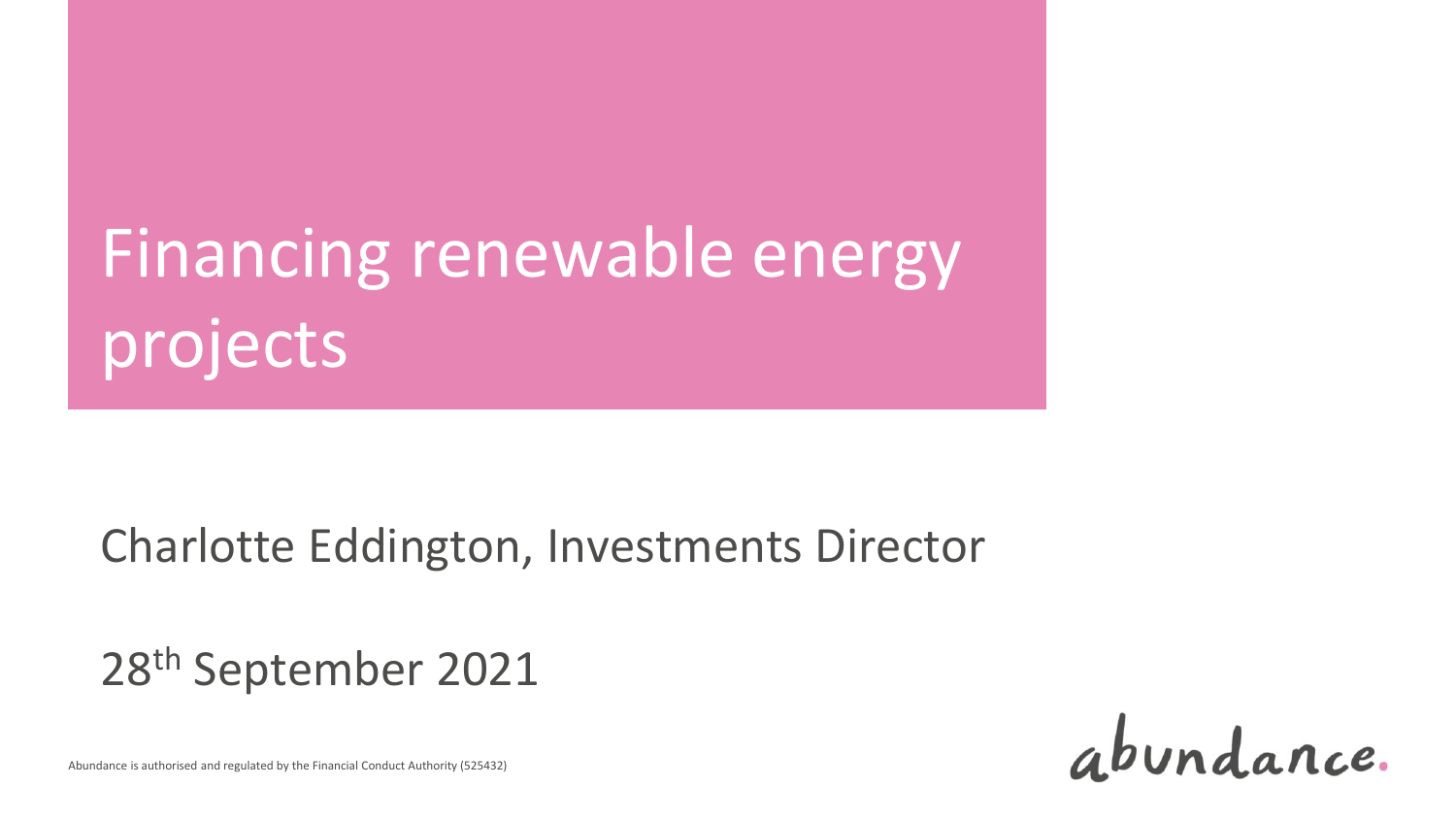# Financing renewable energy projects

Charlotte Eddington, Investments Director

28th September 2021

Abundance is authorised and regulated by the Financial Conduct Authority (525432)

abundance.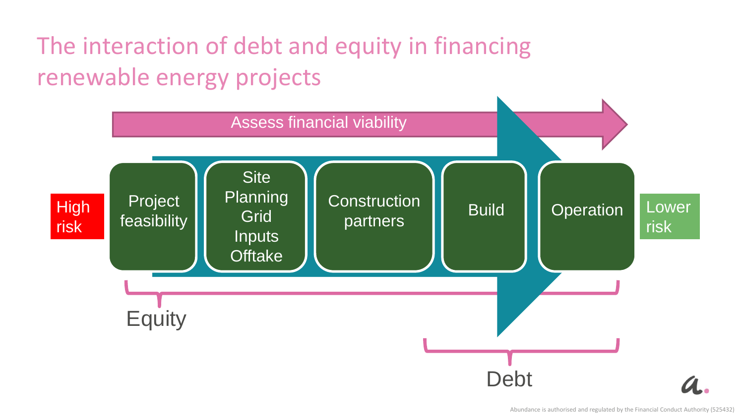# The interaction of debt and equity in financing renewable energy projects

Assess financial viability

High risk

- Project feasibility
- Site
  Planning
  Grid
  Inputs
  Offtake
- Construction partners
- Build
- Operation

Lower risk

Equity

Debt

Abundance is authorised and regulated by the Financial Conduct Authority (525432)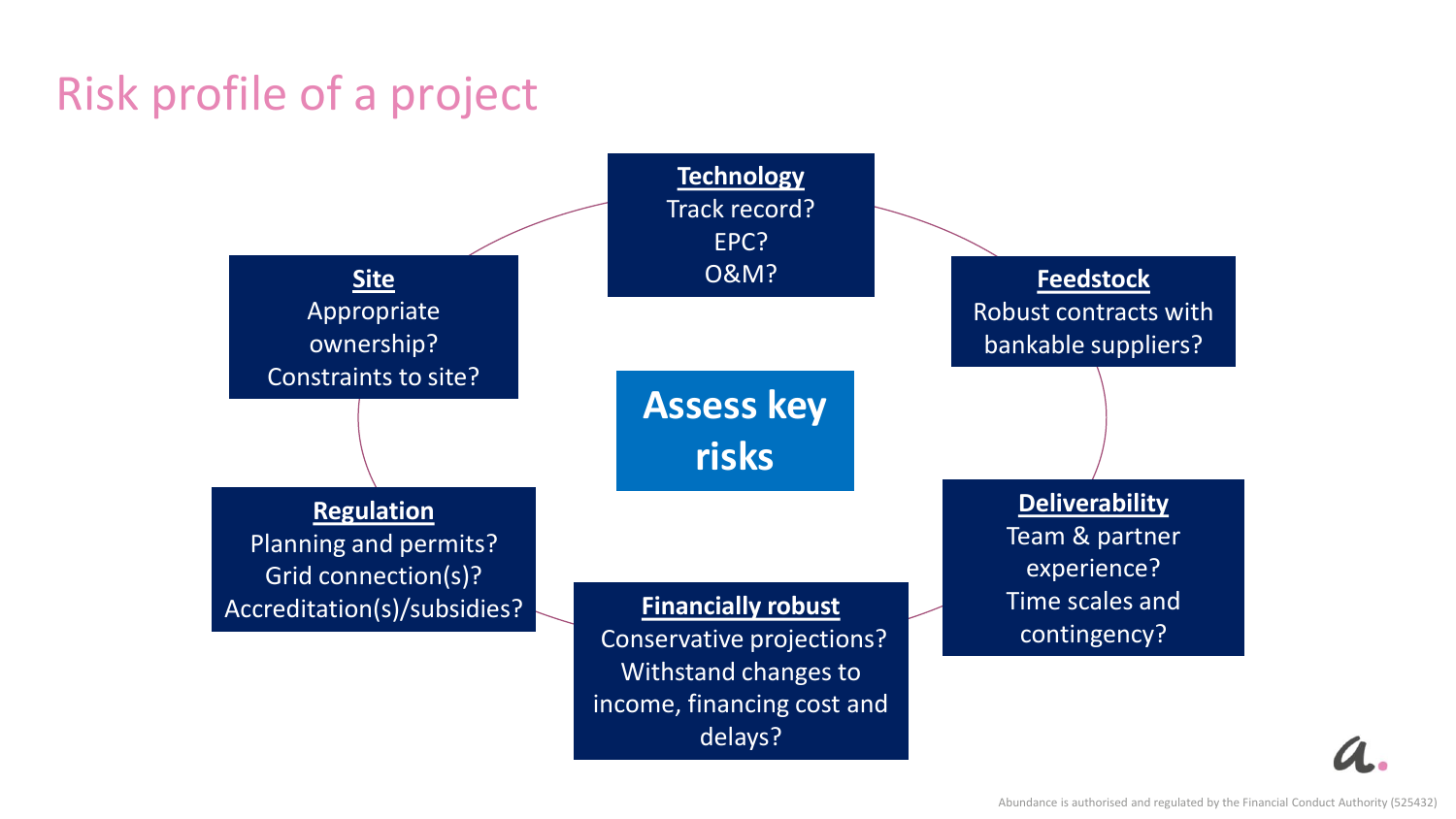# Risk profile of a project

**Assess key risks**

**Technology**
Track record?
EPC?
O&M?

**Feedstock**
Robust contracts with bankable suppliers?

**Deliverability**
Team & partner experience?
Time scales and contingency?

**Financially robust**
Conservative projections?
Withstand changes to income, financing cost and delays?

**Regulation**
Planning and permits?
Grid connection(s)?
Accreditation(s)/subsidies?

**Site**
Appropriate ownership?
Constraints to site?

Abundance is authorised and regulated by the Financial Conduct Authority (525432)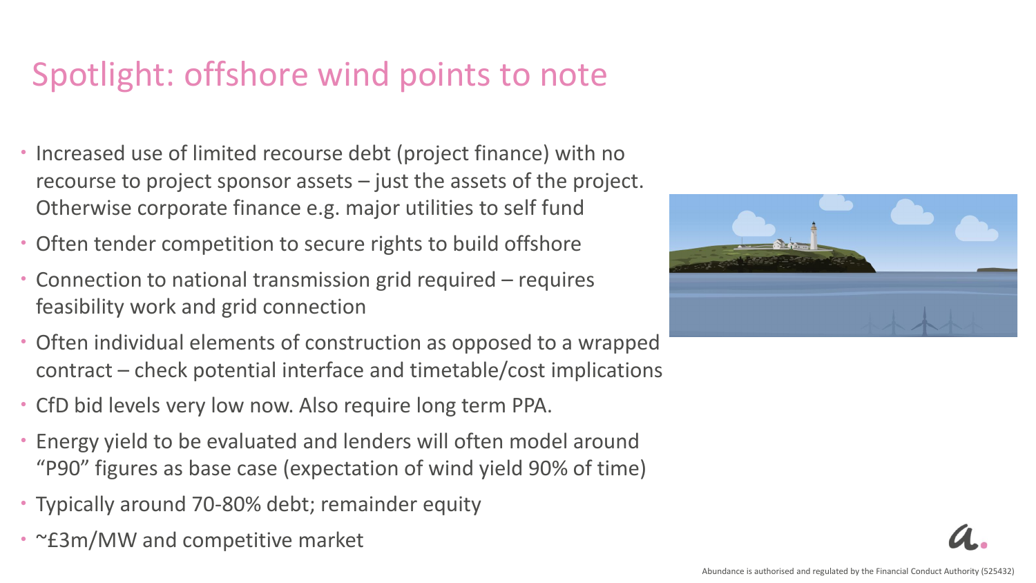# Spotlight: offshore wind points to note

- Increased use of limited recourse debt (project finance) with no recourse to project sponsor assets – just the assets of the project. Otherwise corporate finance e.g. major utilities to self fund
- Often tender competition to secure rights to build offshore
- Connection to national transmission grid required – requires feasibility work and grid connection
- Often individual elements of construction as opposed to a wrapped contract – check potential interface and timetable/cost implications
- CfD bid levels very low now. Also require long term PPA.
- Energy yield to be evaluated and lenders will often model around "P90" figures as base case (expectation of wind yield 90% of time)
- Typically around 70-80% debt; remainder equity
- ~£3m/MW and competitive market

Abundance is authorised and regulated by the Financial Conduct Authority (525432)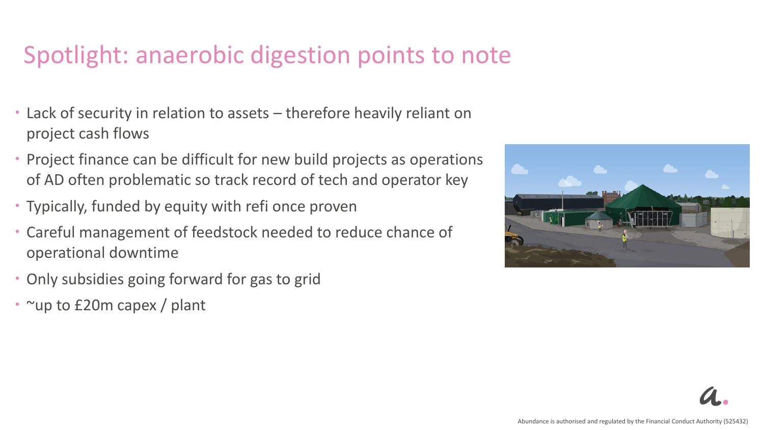# Spotlight: anaerobic digestion points to note

- Lack of security in relation to assets – therefore heavily reliant on project cash flows
- Project finance can be difficult for new build projects as operations of AD often problematic so track record of tech and operator key
- Typically, funded by equity with refi once proven
- Careful management of feedstock needed to reduce chance of operational downtime
- Only subsidies going forward for gas to grid
- ~up to £20m capex / plant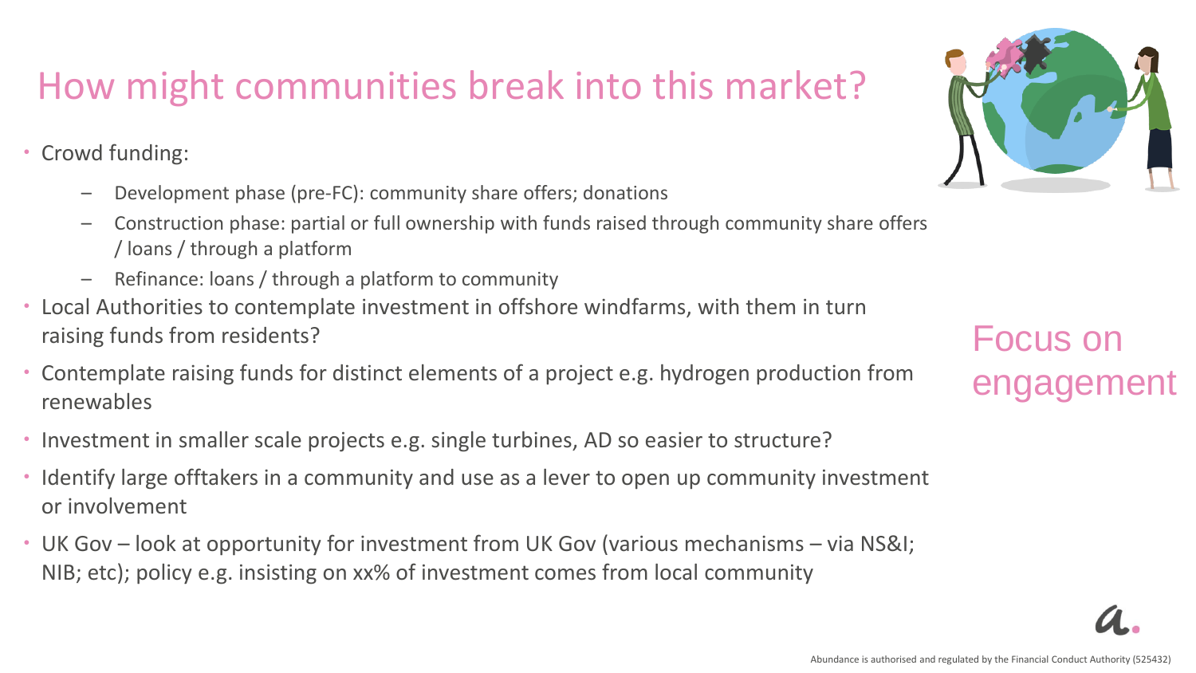# How might communities break into this market?

- Crowd funding:
  - Development phase (pre-FC): community share offers; donations
  - Construction phase: partial or full ownership with funds raised through community share offers / loans / through a platform
  - Refinance: loans / through a platform to community
- Local Authorities to contemplate investment in offshore windfarms, with them in turn raising funds from residents?
- Contemplate raising funds for distinct elements of a project e.g. hydrogen production from renewables
- Investment in smaller scale projects e.g. single turbines, AD so easier to structure?
- Identify large offtakers in a community and use as a lever to open up community investment or involvement
- UK Gov – look at opportunity for investment from UK Gov (various mechanisms – via NS&I; NIB; etc); policy e.g. insisting on xx% of investment comes from local community

Focus on engagement

Abundance is authorised and regulated by the Financial Conduct Authority (525432)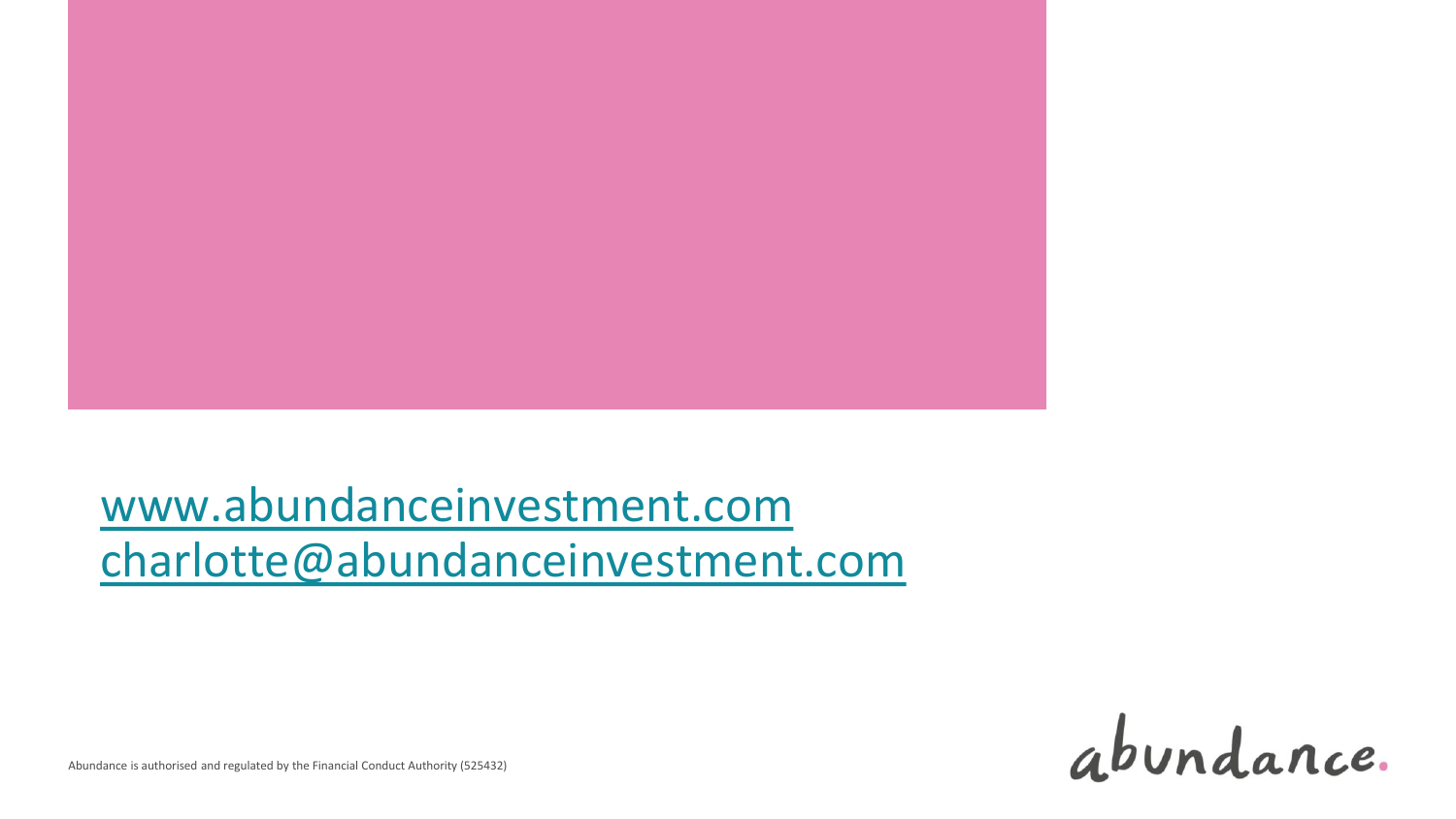[www.abundanceinvestment.com](http://www.abundanceinvestment.com)
[charlotte@abundanceinvestment.com](mailto:charlotte@abundanceinvestment.com)

Abundance is authorised and regulated by the Financial Conduct Authority (525432)

abundance.